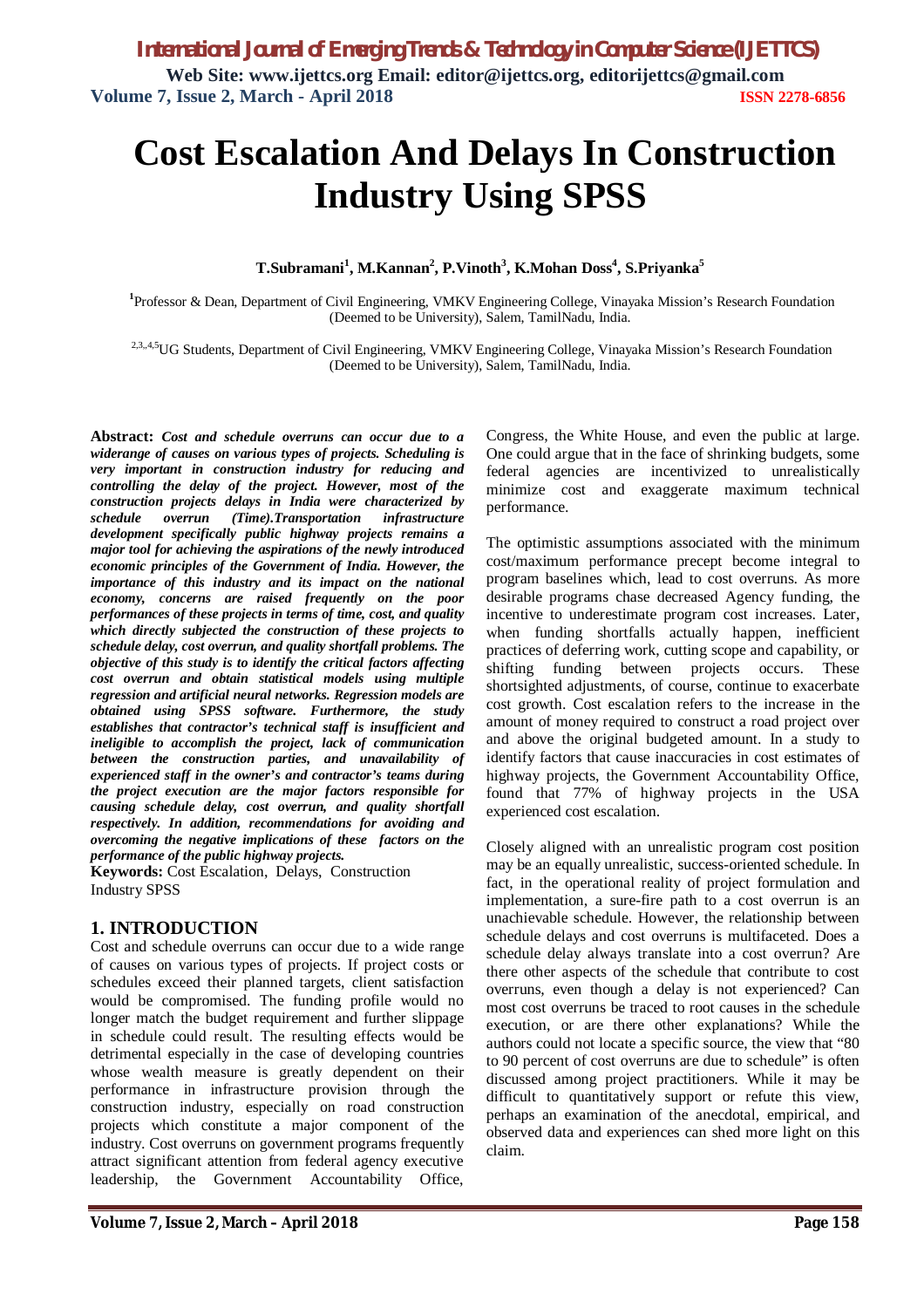# Cost Escalation And Delays In Construction Industry Using SPSS

**T.Subramani[1], M.Kannan[2], P.Vinoth[3], K.Mohan Doss[4], S.Priyanka[5]**

[1]Professor & Dean, Department of Civil Engineering, VMKV Engineering College, Vinayaka Mission's Research Foundation (Deemed to be University), Salem, TamilNadu, India.

[2,3,,4,5]UG Students, Department of Civil Engineering, VMKV Engineering College, Vinayaka Mission's Research Foundation (Deemed to be University), Salem, TamilNadu, India.

**Abstract:** ***Cost and schedule overruns can occur due to a widerange of causes on various types of projects. Scheduling is very important in construction industry for reducing and controlling the delay of the project. However, most of the construction projects delays in India were characterized by schedule overrun (Time).Transportation infrastructure development specifically public highway projects remains a major tool for achieving the aspirations of the newly introduced economic principles of the Government of India. However, the importance of this industry and its impact on the national economy, concerns are raised frequently on the poor performances of these projects in terms of time, cost, and quality which directly subjected the construction of these projects to schedule delay, cost overrun, and quality shortfall problems. The objective of this study is to identify the critical factors affecting cost overrun and obtain statistical models using multiple regression and artificial neural networks. Regression models are obtained using SPSS software. Furthermore, the study establishes that contractor's technical staff is insufficient and ineligible to accomplish the project, lack of communication between the construction parties, and unavailability of experienced staff in the owner's and contractor's teams during the project execution are the major factors responsible for causing schedule delay, cost overrun, and quality shortfall respectively. In addition, recommendations for avoiding and overcoming the negative implications of these factors on the performance of the public highway projects.***

**Keywords:** Cost Escalation, Delays, Construction Industry SPSS

## 1. INTRODUCTION

Cost and schedule overruns can occur due to a wide range of causes on various types of projects. If project costs or schedules exceed their planned targets, client satisfaction would be compromised. The funding profile would no longer match the budget requirement and further slippage in schedule could result. The resulting effects would be detrimental especially in the case of developing countries whose wealth measure is greatly dependent on their performance in infrastructure provision through the construction industry, especially on road construction projects which constitute a major component of the industry. Cost overruns on government programs frequently attract significant attention from federal agency executive leadership, the Government Accountability Office, Congress, the White House, and even the public at large. One could argue that in the face of shrinking budgets, some federal agencies are incentivized to unrealistically minimize cost and exaggerate maximum technical performance.

The optimistic assumptions associated with the minimum cost/maximum performance precept become integral to program baselines which, lead to cost overruns. As more desirable programs chase decreased Agency funding, the incentive to underestimate program cost increases. Later, when funding shortfalls actually happen, inefficient practices of deferring work, cutting scope and capability, or shifting funding between projects occurs. These shortsighted adjustments, of course, continue to exacerbate cost growth. Cost escalation refers to the increase in the amount of money required to construct a road project over and above the original budgeted amount. In a study to identify factors that cause inaccuracies in cost estimates of highway projects, the Government Accountability Office, found that 77% of highway projects in the USA experienced cost escalation.

Closely aligned with an unrealistic program cost position may be an equally unrealistic, success-oriented schedule. In fact, in the operational reality of project formulation and implementation, a sure-fire path to a cost overrun is an unachievable schedule. However, the relationship between schedule delays and cost overruns is multifaceted. Does a schedule delay always translate into a cost overrun? Are there other aspects of the schedule that contribute to cost overruns, even though a delay is not experienced? Can most cost overruns be traced to root causes in the schedule execution, or are there other explanations? While the authors could not locate a specific source, the view that "80 to 90 percent of cost overruns are due to schedule" is often discussed among project practitioners. While it may be difficult to quantitatively support or refute this view, perhaps an examination of the anecdotal, empirical, and observed data and experiences can shed more light on this claim.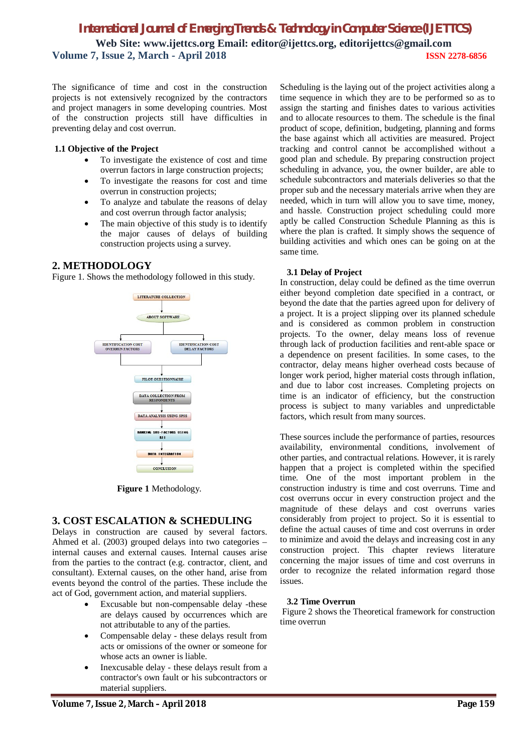The significance of time and cost in the construction projects is not extensively recognized by the contractors and project managers in some developing countries. Most of the construction projects still have difficulties in preventing delay and cost overrun.

### 1.1 Objective of the Project

- To investigate the existence of cost and time overrun factors in large construction projects;
- To investigate the reasons for cost and time overrun in construction projects;
- To analyze and tabulate the reasons of delay and cost overrun through factor analysis;
- The main objective of this study is to identify the major causes of delays of building construction projects using a survey.

## 2. METHODOLOGY

Figure 1. Shows the methodology followed in this study.

LITERATURE COLLECTION → ABOUT SOFTWARE → IDENTIFICATION COST OVERRUN FACTORS / IDENTIFICATION COST DELAY FACTORS → PILOT QUESTIONNAIRE → DATA COLLECTION FROM RESPONDENTS → DATA ANALYSIS USING SPSS → RANKING SUB-FACTORS USING RII → DATA INTEGRATION → CONCLUSION

**Figure 1** Methodology.

## 3. COST ESCALATION & SCHEDULING

Delays in construction are caused by several factors. Ahmed et al. (2003) grouped delays into two categories – internal causes and external causes. Internal causes arise from the parties to the contract (e.g. contractor, client, and consultant). External causes, on the other hand, arise from events beyond the control of the parties. These include the act of God, government action, and material suppliers.

- Excusable but non-compensable delay -these are delays caused by occurrences which are not attributable to any of the parties.
- Compensable delay - these delays result from acts or omissions of the owner or someone for whose acts an owner is liable.
- Inexcusable delay - these delays result from a contractor's own fault or his subcontractors or material suppliers.

Scheduling is the laying out of the project activities along a time sequence in which they are to be performed so as to assign the starting and finishes dates to various activities and to allocate resources to them. The schedule is the final product of scope, definition, budgeting, planning and forms the base against which all activities are measured. Project tracking and control cannot be accomplished without a good plan and schedule. By preparing construction project scheduling in advance, you, the owner builder, are able to schedule subcontractors and materials deliveries so that the proper sub and the necessary materials arrive when they are needed, which in turn will allow you to save time, money, and hassle. Construction project scheduling could more aptly be called Construction Schedule Planning as this is where the plan is crafted. It simply shows the sequence of building activities and which ones can be going on at the same time.

### 3.1 Delay of Project

In construction, delay could be defined as the time overrun either beyond completion date specified in a contract, or beyond the date that the parties agreed upon for delivery of a project. It is a project slipping over its planned schedule and is considered as common problem in construction projects. To the owner, delay means loss of revenue through lack of production facilities and rent-able space or a dependence on present facilities. In some cases, to the contractor, delay means higher overhead costs because of longer work period, higher material costs through inflation, and due to labor cost increases. Completing projects on time is an indicator of efficiency, but the construction process is subject to many variables and unpredictable factors, which result from many sources.

These sources include the performance of parties, resources availability, environmental conditions, involvement of other parties, and contractual relations. However, it is rarely happen that a project is completed within the specified time. One of the most important problem in the construction industry is time and cost overruns. Time and cost overruns occur in every construction project and the magnitude of these delays and cost overruns varies considerably from project to project. So it is essential to define the actual causes of time and cost overruns in order to minimize and avoid the delays and increasing cost in any construction project. This chapter reviews literature concerning the major issues of time and cost overruns in order to recognize the related information regard those issues.

### 3.2 Time Overrun

Figure 2 shows the Theoretical framework for construction time overrun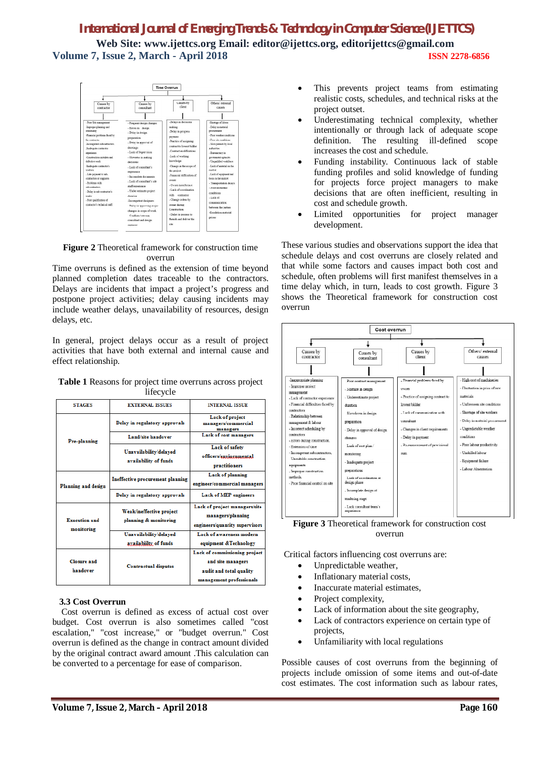**Figure 2** Theoretical framework for construction time overrun

Time overruns is defined as the extension of time beyond planned completion dates traceable to the contractors. Delays are incidents that impact a project's progress and postpone project activities; delay causing incidents may include weather delays, unavailability of resources, design delays, etc.

In general, project delays occur as a result of project activities that have both external and internal cause and effect relationship.

**Table 1** Reasons for project time overruns across project lifecycle

| STAGES | EXTERNAL ISSUES | INTERNAL ISSUE |
|---|---|---|
| Pre-planning | Delay in regulatory approvals | Lack of project managers/commercial managers |
| | Land/site handover | Lack of cost managers |
| | Unavailability/delayed availability of funds | Lack of safety officers/environmental practitioners |
| Planning and design | Ineffective procurement planning | Lack of planning engineer/commercial managers |
| | Delay in regulatory approvals | Lack of MEP engineers |
| Execution and monitoring | Weak/ineffective project planning & monitoring | Lack of project managers/site managers/planning engineers/quantity supervisors |
| | Unavailability/delayed availability of funds | Lack of awareness modern equipment &Technology |
| Closure and handover | Contractual disputes | Lack of commissioning project and site managers audit and total quality management professionals |

### 3.3 Cost Overrun

Cost overrun is defined as excess of actual cost over budget. Cost overrun is also sometimes called "cost escalation," "cost increase," or "budget overrun." Cost overrun is defined as the change in contract amount divided by the original contract award amount .This calculation can be converted to a percentage for ease of comparison.

- This prevents project teams from estimating realistic costs, schedules, and technical risks at the project outset.
- Underestimating technical complexity, whether intentionally or through lack of adequate scope definition. The resulting ill-defined scope increases the cost and schedule.
- Funding instability. Continuous lack of stable funding profiles and solid knowledge of funding for projects force project managers to make decisions that are often inefficient, resulting in cost and schedule growth.
- Limited opportunities for project manager development.

These various studies and observations support the idea that schedule delays and cost overruns are closely related and that while some factors and causes impact both cost and schedule, often problems will first manifest themselves in a time delay which, in turn, leads to cost growth. Figure 3 shows the Theoretical framework for construction cost overrun

**Figure 3** Theoretical framework for construction cost overrun

Critical factors influencing cost overruns are:

- Unpredictable weather,
- Inflationary material costs,
- Inaccurate material estimates,
- Project complexity,
- Lack of information about the site geography,
- Lack of contractors experience on certain type of projects,
- Unfamiliarity with local regulations

Possible causes of cost overruns from the beginning of projects include omission of some items and out-of-date cost estimates. The cost information such as labour rates,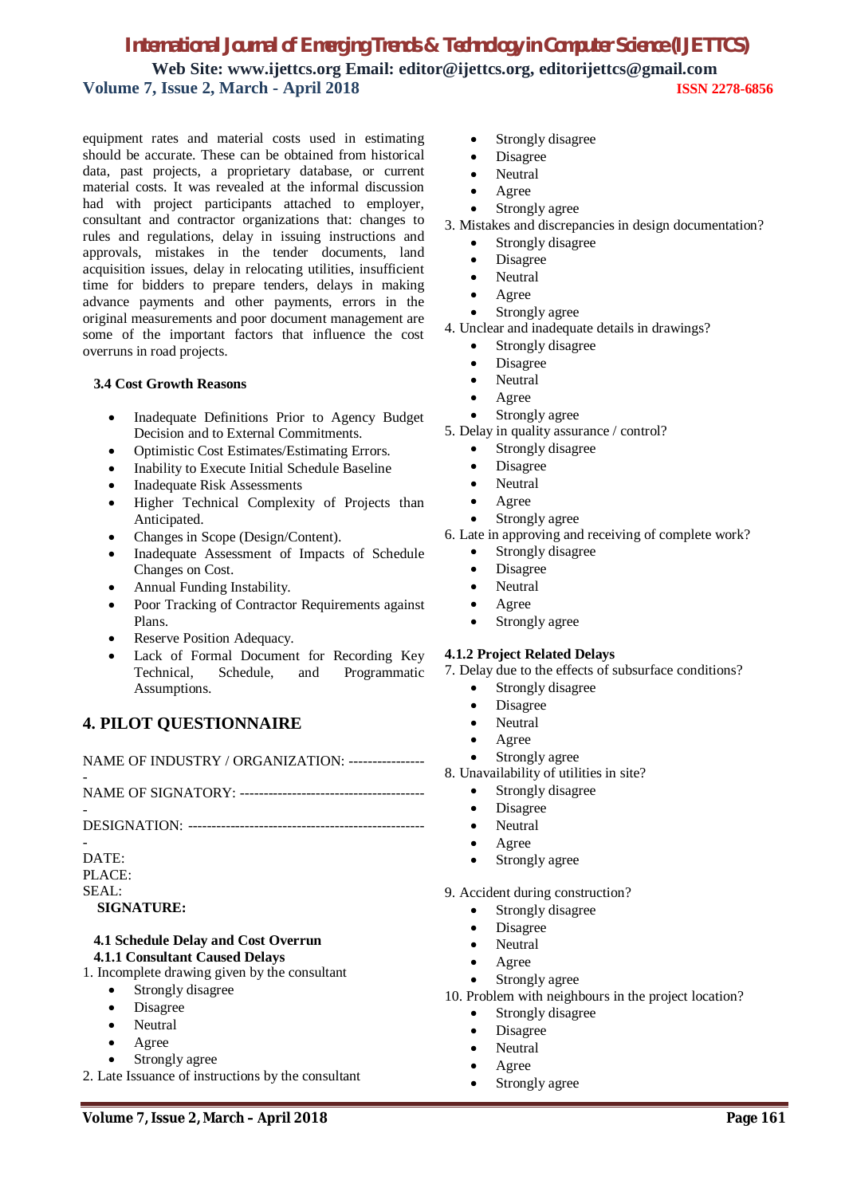equipment rates and material costs used in estimating should be accurate. These can be obtained from historical data, past projects, a proprietary database, or current material costs. It was revealed at the informal discussion had with project participants attached to employer, consultant and contractor organizations that: changes to rules and regulations, delay in issuing instructions and approvals, mistakes in the tender documents, land acquisition issues, delay in relocating utilities, insufficient time for bidders to prepare tenders, delays in making advance payments and other payments, errors in the original measurements and poor document management are some of the important factors that influence the cost overruns in road projects.

### 3.4 Cost Growth Reasons

- Inadequate Definitions Prior to Agency Budget Decision and to External Commitments.
- Optimistic Cost Estimates/Estimating Errors.
- Inability to Execute Initial Schedule Baseline
- Inadequate Risk Assessments
- Higher Technical Complexity of Projects than Anticipated.
- Changes in Scope (Design/Content).
- Inadequate Assessment of Impacts of Schedule Changes on Cost.
- Annual Funding Instability.
- Poor Tracking of Contractor Requirements against Plans.
- Reserve Position Adequacy.
- Lack of Formal Document for Recording Key Technical, Schedule, and Programmatic Assumptions.

## 4. PILOT QUESTIONNAIRE

NAME OF INDUSTRY / ORGANIZATION: -----------------

NAME OF SIGNATORY: ---------------------------------------

DESIGNATION: --------------------------------------------------

DATE:
PLACE:
SEAL:
**SIGNATURE:**

### 4.1 Schedule Delay and Cost Overrun

#### 4.1.1 Consultant Caused Delays

1. Incomplete drawing given by the consultant
   - Strongly disagree
   - Disagree
   - Neutral
   - Agree
   - Strongly agree
2. Late Issuance of instructions by the consultant
   - Strongly disagree
   - Disagree
   - Neutral
   - Agree
   - Strongly agree
3. Mistakes and discrepancies in design documentation?
   - Strongly disagree
   - Disagree
   - Neutral
   - Agree
   - Strongly agree
4. Unclear and inadequate details in drawings?
   - Strongly disagree
   - Disagree
   - Neutral
   - Agree
   - Strongly agree
5. Delay in quality assurance / control?
   - Strongly disagree
   - Disagree
   - Neutral
   - Agree
   - Strongly agree
6. Late in approving and receiving of complete work?
   - Strongly disagree
   - Disagree
   - Neutral
   - Agree
   - Strongly agree

#### 4.1.2 Project Related Delays

7. Delay due to the effects of subsurface conditions?
   - Strongly disagree
   - Disagree
   - Neutral
   - Agree
   - Strongly agree
8. Unavailability of utilities in site?
   - Strongly disagree
   - Disagree
   - Neutral
   - Agree
   - Strongly agree
9. Accident during construction?
   - Strongly disagree
   - Disagree
   - Neutral
   - Agree
   - Strongly agree
10. Problem with neighbours in the project location?
    - Strongly disagree
    - Disagree
    - Neutral
    - Agree
    - Strongly agree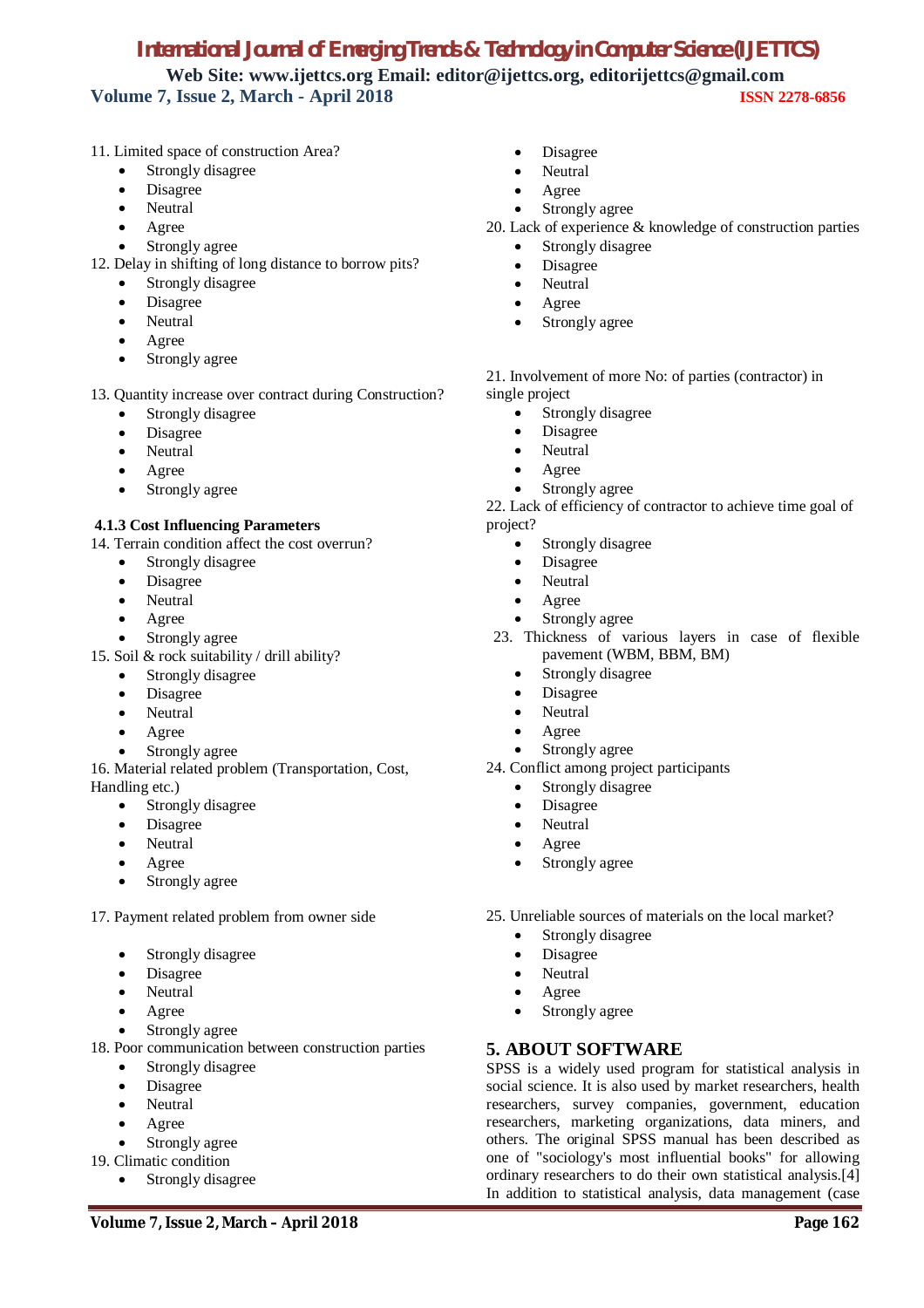11. Limited space of construction Area?
    - Strongly disagree
    - Disagree
    - Neutral
    - Agree
    - Strongly agree

12. Delay in shifting of long distance to borrow pits?
    - Strongly disagree
    - Disagree
    - Neutral
    - Agree
    - Strongly agree

13. Quantity increase over contract during Construction?
    - Strongly disagree
    - Disagree
    - Neutral
    - Agree
    - Strongly agree

**4.1.3 Cost Influencing Parameters**

14. Terrain condition affect the cost overrun?
    - Strongly disagree
    - Disagree
    - Neutral
    - Agree
    - Strongly agree

15. Soil & rock suitability / drill ability?
    - Strongly disagree
    - Disagree
    - Neutral
    - Agree
    - Strongly agree

16. Material related problem (Transportation, Cost, Handling etc.)
    - Strongly disagree
    - Disagree
    - Neutral
    - Agree
    - Strongly agree

17. Payment related problem from owner side
    - Strongly disagree
    - Disagree
    - Neutral
    - Agree
    - Strongly agree

18. Poor communication between construction parties
    - Strongly disagree
    - Disagree
    - Neutral
    - Agree
    - Strongly agree

19. Climatic condition
    - Strongly disagree
    - Disagree
    - Neutral
    - Agree
    - Strongly agree

20. Lack of experience & knowledge of construction parties
    - Strongly disagree
    - Disagree
    - Neutral
    - Agree
    - Strongly agree

21. Involvement of more No: of parties (contractor) in single project
    - Strongly disagree
    - Disagree
    - Neutral
    - Agree
    - Strongly agree

22. Lack of efficiency of contractor to achieve time goal of project?
    - Strongly disagree
    - Disagree
    - Neutral
    - Agree
    - Strongly agree

23. Thickness of various layers in case of flexible pavement (WBM, BBM, BM)
    - Strongly disagree
    - Disagree
    - Neutral
    - Agree
    - Strongly agree

24. Conflict among project participants
    - Strongly disagree
    - Disagree
    - Neutral
    - Agree
    - Strongly agree

25. Unreliable sources of materials on the local market?
    - Strongly disagree
    - Disagree
    - Neutral
    - Agree
    - Strongly agree

## 5. ABOUT SOFTWARE

SPSS is a widely used program for statistical analysis in social science. It is also used by market researchers, health researchers, survey companies, government, education researchers, marketing organizations, data miners, and others. The original SPSS manual has been described as one of "sociology's most influential books" for allowing ordinary researchers to do their own statistical analysis.[4] In addition to statistical analysis, data management (case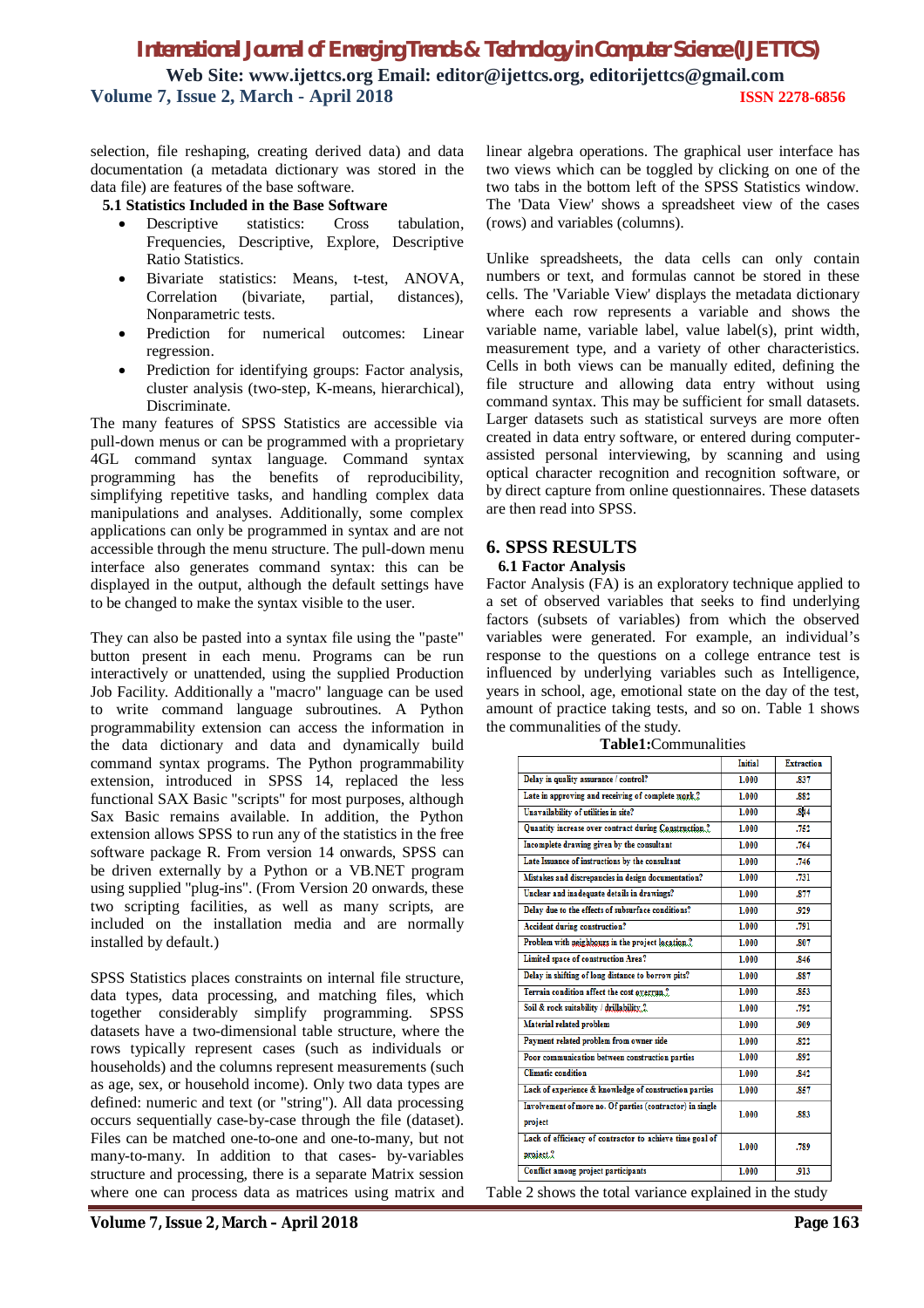selection, file reshaping, creating derived data) and data documentation (a metadata dictionary was stored in the data file) are features of the base software.

### 5.1 Statistics Included in the Base Software

- Descriptive statistics: Cross tabulation, Frequencies, Descriptive, Explore, Descriptive Ratio Statistics.
- Bivariate statistics: Means, t-test, ANOVA, Correlation (bivariate, partial, distances), Nonparametric tests.
- Prediction for numerical outcomes: Linear regression.
- Prediction for identifying groups: Factor analysis, cluster analysis (two-step, K-means, hierarchical), Discriminate.

The many features of SPSS Statistics are accessible via pull-down menus or can be programmed with a proprietary 4GL command syntax language. Command syntax programming has the benefits of reproducibility, simplifying repetitive tasks, and handling complex data manipulations and analyses. Additionally, some complex applications can only be programmed in syntax and are not accessible through the menu structure. The pull-down menu interface also generates command syntax: this can be displayed in the output, although the default settings have to be changed to make the syntax visible to the user.

They can also be pasted into a syntax file using the "paste" button present in each menu. Programs can be run interactively or unattended, using the supplied Production Job Facility. Additionally a "macro" language can be used to write command language subroutines. A Python programmability extension can access the information in the data dictionary and data and dynamically build command syntax programs. The Python programmability extension, introduced in SPSS 14, replaced the less functional SAX Basic "scripts" for most purposes, although Sax Basic remains available. In addition, the Python extension allows SPSS to run any of the statistics in the free software package R. From version 14 onwards, SPSS can be driven externally by a Python or a VB.NET program using supplied "plug-ins". (From Version 20 onwards, these two scripting facilities, as well as many scripts, are included on the installation media and are normally installed by default.)

SPSS Statistics places constraints on internal file structure, data types, data processing, and matching files, which together considerably simplify programming. SPSS datasets have a two-dimensional table structure, where the rows typically represent cases (such as individuals or households) and the columns represent measurements (such as age, sex, or household income). Only two data types are defined: numeric and text (or "string"). All data processing occurs sequentially case-by-case through the file (dataset). Files can be matched one-to-one and one-to-many, but not many-to-many. In addition to that cases- by-variables structure and processing, there is a separate Matrix session where one can process data as matrices using matrix and linear algebra operations. The graphical user interface has two views which can be toggled by clicking on one of the two tabs in the bottom left of the SPSS Statistics window. The 'Data View' shows a spreadsheet view of the cases (rows) and variables (columns).

Unlike spreadsheets, the data cells can only contain numbers or text, and formulas cannot be stored in these cells. The 'Variable View' displays the metadata dictionary where each row represents a variable and shows the variable name, variable label, value label(s), print width, measurement type, and a variety of other characteristics. Cells in both views can be manually edited, defining the file structure and allowing data entry without using command syntax. This may be sufficient for small datasets. Larger datasets such as statistical surveys are more often created in data entry software, or entered during computer-assisted personal interviewing, by scanning and using optical character recognition and recognition software, or by direct capture from online questionnaires. These datasets are then read into SPSS.

## 6. SPSS RESULTS

### 6.1 Factor Analysis

Factor Analysis (FA) is an exploratory technique applied to a set of observed variables that seeks to find underlying factors (subsets of variables) from which the observed variables were generated. For example, an individual's response to the questions on a college entrance test is influenced by underlying variables such as Intelligence, years in school, age, emotional state on the day of the test, amount of practice taking tests, and so on. Table 1 shows the communalities of the study.

**Table1:**Communalities

| | Initial | Extraction |
|---|---|---|
| Delay in quality assurance / control? | 1.000 | .837 |
| Late in approving and receiving of complete work.? | 1.000 | .882 |
| Unavailability of utilities in site? | 1.000 | .844 |
| Quantity increase over contract during Construction.? | 1.000 | .752 |
| Incomplete drawing given by the consultant | 1.000 | .764 |
| Late Issuance of instructions by the consultant | 1.000 | .746 |
| Mistakes and discrepancies in design documentation? | 1.000 | .731 |
| Unclear and inadequate details in drawings? | 1.000 | .877 |
| Delay due to the effects of subsurface conditions? | 1.000 | .929 |
| Accident during construction? | 1.000 | .791 |
| Problem with neighbours in the project location.? | 1.000 | .807 |
| Limited space of construction Area? | 1.000 | .846 |
| Delay in shifting of long distance to borrow pits? | 1.000 | .887 |
| Terrain condition affect the cost overrun.? | 1.000 | .853 |
| Soil & rock suitability / drillability.? | 1.000 | .792 |
| Material related problem | 1.000 | .909 |
| Payment related problem from owner side | 1.000 | .822 |
| Poor communication between construction parties | 1.000 | .892 |
| Climatic condition | 1.000 | .842 |
| Lack of experience & knowledge of construction parties | 1.000 | .857 |
| Involvement of more no. Of parties (contractor) in single project | 1.000 | .883 |
| Lack of efficiency of contractor to achieve time goal of project.? | 1.000 | .789 |
| Conflict among project participants | 1.000 | .913 |

Table 2 shows the total variance explained in the study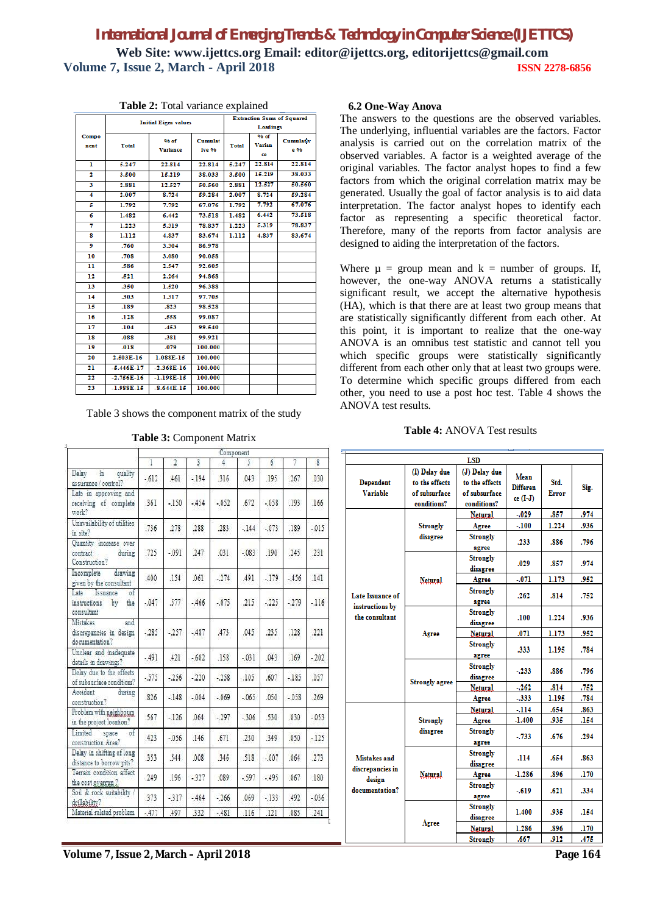**Table 2:** Total variance explained

| Component | Initial Eigen values | | | Extraction Sums of Squared Loadings | | |
|---|---|---|---|---|---|---|
| | Total | % of Variance | Cumulative % | Total | % of Variance | Cumulative % |
| 1 | 5.247 | 22.814 | 22.814 | 5.247 | 22.814 | 22.814 |
| 2 | 3.500 | 15.219 | 38.033 | 3.500 | 15.219 | 38.033 |
| 3 | 2.881 | 12.527 | 50.560 | 2.881 | 12.527 | 50.560 |
| 4 | 2.007 | 8.724 | 59.284 | 2.007 | 8.724 | 59.284 |
| 5 | 1.792 | 7.792 | 67.076 | 1.792 | 7.792 | 67.076 |
| 6 | 1.482 | 6.442 | 73.518 | 1.482 | 6.442 | 73.518 |
| 7 | 1.223 | 5.319 | 78.837 | 1.223 | 5.319 | 78.837 |
| 8 | 1.112 | 4.837 | 83.674 | 1.112 | 4.837 | 83.674 |
| 9 | .760 | 3.304 | 86.978 | | | |
| 10 | .708 | 3.080 | 90.058 | | | |
| 11 | .586 | 2.547 | 92.605 | | | |
| 12 | .521 | 2.264 | 94.868 | | | |
| 13 | .350 | 1.520 | 96.388 | | | |
| 14 | .303 | 1.317 | 97.705 | | | |
| 15 | .189 | .823 | 98.528 | | | |
| 16 | .128 | .558 | 99.087 | | | |
| 17 | .104 | .453 | 99.540 | | | |
| 18 | .088 | .381 | 99.921 | | | |
| 19 | .018 | .079 | 100.000 | | | |
| 20 | 2.503E-16 | 1.088E-15 | 100.000 | | | |
| 21 | -5.446E-17 | -2.368E-16 | 100.000 | | | |
| 22 | -2.756E-16 | -1.198E-15 | 100.000 | | | |
| 23 | -1.988E-15 | -8.641E-15 | 100.000 | | | |

Table 3 shows the component matrix of the study

**Table 3:** Component Matrix

| | Component | | | | | | | |
|---|---|---|---|---|---|---|---|---|
| | 1 | 2 | 3 | 4 | 5 | 6 | 7 | 8 |
| Delay in quality assurance / control? | -.612 | .461 | -.194 | .316 | .043 | .195 | .267 | .030 |
| Late in approving and receiving of complete work? | .361 | -.150 | -.454 | -.052 | .672 | -.058 | .193 | .166 |
| Unavailability of utilities in site? | .736 | .278 | .288 | .283 | -.144 | -.073 | .189 | -.015 |
| Quantity increase over contract during Construction? | .725 | -.091 | .247 | .031 | -.083 | .190 | .245 | .231 |
| Incomplete drawing given by the consultant | .400 | .154 | .061 | -.274 | .491 | -.179 | -.456 | .141 |
| Late Issuance of instructions by the consultant | -.047 | .577 | -.466 | -.075 | .215 | -.225 | -.279 | -.116 |
| Mistakes and discrepancies in design documentation? | -.285 | -.257 | -.487 | .473 | .045 | .235 | .128 | .221 |
| Unclear and inadequate details in drawings? | -.491 | .421 | -.602 | .158 | -.031 | .043 | .169 | -.202 |
| Delay due to the effects of subsurface conditions? | -.575 | -.256 | -.220 | -.258 | .105 | .607 | -.185 | .057 |
| Accident during construction? | .826 | -.148 | -.004 | -.069 | -.065 | .050 | -.058 | .269 |
| Problem with neighbours in the project location? | .567 | -.126 | .064 | -.297 | -.306 | .530 | .030 | -.053 |
| Limited space of construction Area? | .423 | -.056 | .146 | .671 | .230 | .349 | .050 | -.125 |
| Delay in shifting of long distance to borrow pits? | .353 | .544 | .008 | .346 | .518 | -.007 | .064 | .273 |
| Terrain condition affect the cost overrun ? | .249 | .196 | -.327 | .089 | -.597 | -.495 | .067 | .180 |
| Soil & rock suitability / drillability? | .373 | -.317 | -.464 | -.266 | .069 | -.133 | .492 | -.036 |
| Material related problem | -.477 | .497 | .332 | -.481 | .116 | .121 | .085 | .241 |

### 6.2 One-Way Anova

The answers to the questions are the observed variables. The underlying, influential variables are the factors. Factor analysis is carried out on the correlation matrix of the observed variables. A factor is a weighted average of the original variables. The factor analyst hopes to find a few factors from which the original correlation matrix may be generated. Usually the goal of factor analysis is to aid data interpretation. The factor analyst hopes to identify each factor as representing a specific theoretical factor. Therefore, many of the reports from factor analysis are designed to aiding the interpretation of the factors.

Where μ = group mean and k = number of groups. If, however, the one-way ANOVA returns a statistically significant result, we accept the alternative hypothesis (HA), which is that there are at least two group means that are statistically significantly different from each other. At this point, it is important to realize that the one-way ANOVA is an omnibus test statistic and cannot tell you which specific groups were statistically significantly different from each other only that at least two groups were. To determine which specific groups differed from each other, you need to use a post hoc test. Table 4 shows the ANOVA test results.

**Table 4:** ANOVA Test results

| LSD | | | | | |
|---|---|---|---|---|---|
| Dependent Variable | (I) Delay due to the effects of subsurface conditions? | (J) Delay due to the effects of subsurface conditions? | Mean Difference (I-J) | Std. Error | Sig. |
| Late Issuance of instructions by the consultant | Strongly disagree | Netural | -.029 | .857 | .974 |
| | | Agree | -.100 | 1.224 | .936 |
| | | Strongly agree | .233 | .886 | .796 |
| | Netural | Strongly disagree | .029 | .857 | .974 |
| | | Agree | -.071 | 1.173 | .952 |
| | | Strongly agree | .262 | .814 | .752 |
| | Agree | Strongly disagree | .100 | 1.224 | .936 |
| | | Netural | .071 | 1.173 | .952 |
| | | Strongly agree | .333 | 1.195 | .784 |
| | Strongly agree | Strongly disagree | -.233 | .886 | .796 |
| | | Netural | -.262 | .814 | .752 |
| | | Agree | -.333 | 1.195 | .784 |
| Mistakes and discrepancies in design documentation? | Strongly disagree | Netural | -.114 | .654 | .863 |
| | | Agree | -1.400 | .935 | .154 |
| | | Strongly agree | -.733 | .676 | .294 |
| | Netural | Strongly disagree | .114 | .654 | .863 |
| | | Agree | -1.286 | .896 | .170 |
| | | Strongly agree | -.619 | .621 | .334 |
| | Agree | Strongly disagree | 1.400 | .935 | .154 |
| | | Netural | 1.286 | .896 | .170 |
| | | Strongly | .667 | .912 | .475 |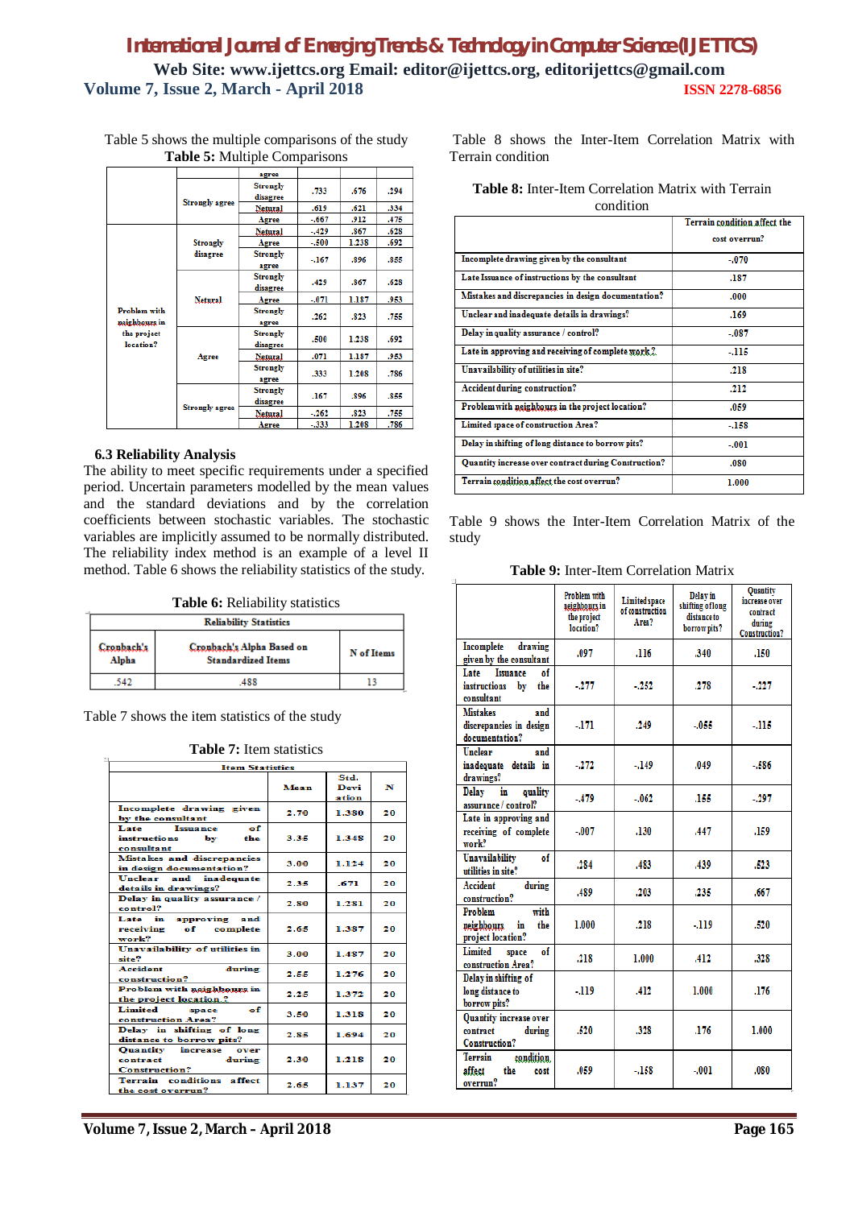Table 5 shows the multiple comparisons of the study

**Table 5:** Multiple Comparisons

| | | | | | |
|---|---|---|---|---|---|
| | | agree | | | |
| | Strongly agree | Strongly disagree | .733 | .676 | .294 |
| | | Netural | .619 | .621 | .334 |
| | | Agree | -.667 | .912 | .475 |
| Problem with neighbours in the project location? | Strongly disagree | Netural | -.429 | .867 | .628 |
| | | Agree | -.500 | 1.238 | .692 |
| | | Strongly agree | -.167 | .896 | .855 |
| | Netural | Strongly disagree | .429 | .867 | .628 |
| | | Agree | -.071 | 1.187 | .953 |
| | | Strongly agree | .262 | .823 | .755 |
| | Agree | Strongly disagree | .500 | 1.238 | .692 |
| | | Netural | .071 | 1.187 | .953 |
| | | Strongly agree | .333 | 1.208 | .786 |
| | Strongly agree | Strongly disagree | .167 | .896 | .855 |
| | | Netural | -.262 | .823 | .755 |
| | | Agree | -.333 | 1.208 | .786 |

### 6.3 Reliability Analysis

The ability to meet specific requirements under a specified period. Uncertain parameters modelled by the mean values and the standard deviations and by the correlation coefficients between stochastic variables. The stochastic variables are implicitly assumed to be normally distributed. The reliability index method is an example of a level II method. Table 6 shows the reliability statistics of the study.

**Table 6:** Reliability statistics

| Reliability Statistics | | |
|---|---|---|
| Cronbach's Alpha | Cronbach's Alpha Based on Standardized Items | N of Items |
| .542 | .488 | 13 |

Table 7 shows the item statistics of the study

**Table 7:** Item statistics

| Item Statistics | Mean | Std. Deviation | N |
|---|---|---|---|
| Incomplete drawing given by the consultant | 2.70 | 1.380 | 20 |
| Late Issuance of instructions by the consultant | 3.35 | 1.348 | 20 |
| Mistakes and discrepancies in design documentation? | 3.00 | 1.124 | 20 |
| Unclear and inadequate details in drawings? | 2.35 | .671 | 20 |
| Delay in quality assurance / control? | 2.80 | 1.281 | 20 |
| Late in approving and receiving of complete work? | 2.65 | 1.387 | 20 |
| Unavailability of utilities in site? | 3.00 | 1.487 | 20 |
| Accident during construction? | 2.55 | 1.276 | 20 |
| Problem with neighbours in the project location ? | 2.25 | 1.372 | 20 |
| Limited space of construction Area? | 3.50 | 1.318 | 20 |
| Delay in shifting of long distance to borrow pits? | 2.85 | 1.694 | 20 |
| Quantity increase over contract during Construction? | 2.30 | 1.218 | 20 |
| Terrain conditions affect the cost overrun? | 2.65 | 1.137 | 20 |

Table 8 shows the Inter-Item Correlation Matrix with Terrain condition

**Table 8:** Inter-Item Correlation Matrix with Terrain condition

| | Terrain condition affect the cost overrun? |
|---|---|
| Incomplete drawing given by the consultant | -.070 |
| Late Issuance of instructions by the consultant | .187 |
| Mistakes and discrepancies in design documentation? | .000 |
| Unclear and inadequate details in drawings? | .169 |
| Delay in quality assurance / control? | -.087 |
| Late in approving and receiving of complete work? | -.115 |
| Unavailability of utilities in site? | .218 |
| Accident during construction? | .212 |
| Problem with neighbours in the project location? | .059 |
| Limited space of construction Area? | -.158 |
| Delay in shifting of long distance to borrow pits? | -.001 |
| Quantity increase over contract during Construction? | .080 |
| Terrain condition affect the cost overrun? | 1.000 |

Table 9 shows the Inter-Item Correlation Matrix of the study

**Table 9:** Inter-Item Correlation Matrix

| | Problem with neighbours in the project location? | Limited space of construction Area? | Delay in shifting of long distance to borrow pits? | Quantity increase over contract during Construction? |
|---|---|---|---|---|
| Incomplete drawing given by the consultant | .097 | .116 | .340 | .150 |
| Late Issuance of instructions by the consultant | -.277 | -.252 | .278 | -.227 |
| Mistakes and discrepancies in design documentation? | -.171 | .249 | -.055 | -.115 |
| Unclear and inadequate details in drawings? | -.272 | -.149 | .049 | -.586 |
| Delay in quality assurance / control? | -.479 | -.062 | .155 | -.297 |
| Late in approving and receiving of complete work? | -.007 | .130 | .447 | .159 |
| Unavailability of utilities in site? | .284 | .483 | .439 | .523 |
| Accident during construction? | .489 | .203 | .235 | .667 |
| Problem with neighbours in the project location? | 1.000 | .218 | -.119 | .520 |
| Limited space of construction Area? | .218 | 1.000 | .412 | .328 |
| Delay in shifting of long distance to borrow pits? | -.119 | .412 | 1.000 | .176 |
| Quantity increase over contract during Construction? | .520 | .328 | .176 | 1.000 |
| Terrain condition affect the cost overrun? | .059 | -.158 | -.001 | .080 |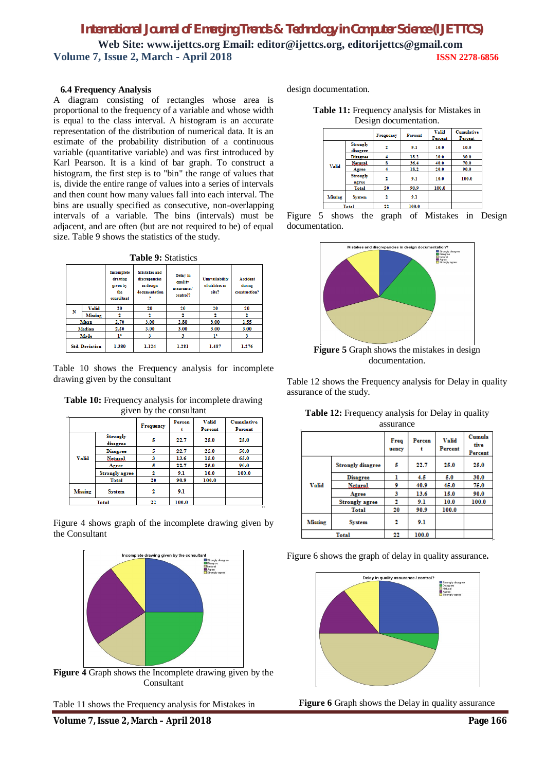### 6.4 Frequency Analysis

A diagram consisting of rectangles whose area is proportional to the frequency of a variable and whose width is equal to the class interval. A histogram is an accurate representation of the distribution of numerical data. It is an estimate of the probability distribution of a continuous variable (quantitative variable) and was first introduced by Karl Pearson. It is a kind of bar graph. To construct a histogram, the first step is to "bin" the range of values that is, divide the entire range of values into a series of intervals and then count how many values fall into each interval. The bins are usually specified as consecutive, non-overlapping intervals of a variable. The bins (intervals) must be adjacent, and are often (but are not required to be) of equal size. Table 9 shows the statistics of the study.

**Table 9:** Statistics

| | | Incomplete drawing given by the consultant | Mistakes and discrepancies in design documentation ? | Delay in quality assurance / control? | Unavailability of utilities in site? | Accident during construction? |
|---|---|---|---|---|---|---|
| N | Valid | 20 | 20 | 20 | 20 | 20 |
| | Missing | 2 | 2 | 2 | 2 | 2 |
| Mean | | 2.70 | 3.00 | 2.80 | 3.00 | 2.55 |
| Median | | 2.50 | 3.00 | 3.00 | 3.00 | 3.00 |
| Mode | | 1[a] | 3 | 3 | 1[a] | 3 |
| Std. Deviation | | 1.380 | 1.124 | 1.281 | 1.487 | 1.276 |

Table 10 shows the Frequency analysis for incomplete drawing given by the consultant

**Table 10:** Frequency analysis for incomplete drawing given by the consultant

| | | Frequency | Percent | Valid Percent | Cumulative Percent |
|---|---|---|---|---|---|
| Valid | Strongly disagree | 5 | 22.7 | 25.0 | 25.0 |
| | Disagree | 5 | 22.7 | 25.0 | 50.0 |
| | Netural | 3 | 13.6 | 15.0 | 65.0 |
| | Agree | 5 | 22.7 | 25.0 | 90.0 |
| | Strongly agree | 2 | 9.1 | 10.0 | 100.0 |
| | Total | 20 | 90.9 | 100.0 | |
| Missing | System | 2 | 9.1 | | |
| Total | | 22 | 100.0 | | |

Figure 4 shows graph of the incomplete drawing given by the Consultant

**Figure 4** Graph shows the Incomplete drawing given by the Consultant

Table 11 shows the Frequency analysis for Mistakes in design documentation.

**Table 11:** Frequency analysis for Mistakes in Design documentation.

| | | Frequency | Percent | Valid Percent | Cumulative Percent |
|---|---|---|---|---|---|
| Valid | Strongly disagree | 2 | 9.1 | 10.0 | 10.0 |
| | Disagree | 4 | 18.2 | 20.0 | 30.0 |
| | Netural | 8 | 36.4 | 40.0 | 70.0 |
| | Agree | 4 | 18.2 | 20.0 | 90.0 |
| | Strongly agree | 2 | 9.1 | 10.0 | 100.0 |
| | Total | 20 | 90.9 | 100.0 | |
| Missing | System | 2 | 9.1 | | |
| Total | | 22 | 100.0 | | |

Figure 5 shows the graph of Mistakes in Design documentation.

**Figure 5** Graph shows the mistakes in design documentation.

Table 12 shows the Frequency analysis for Delay in quality assurance of the study.

**Table 12:** Frequency analysis for Delay in quality assurance

| | | Frequency | Percent | Valid Percent | Cumulative Percent |
|---|---|---|---|---|---|
| Valid | Strongly disagree | 5 | 22.7 | 25.0 | 25.0 |
| | Disagree | 1 | 4.5 | 5.0 | 30.0 |
| | Netural | 9 | 40.9 | 45.0 | 75.0 |
| | Agree | 3 | 13.6 | 15.0 | 90.0 |
| | Strongly agree | 2 | 9.1 | 10.0 | 100.0 |
| | Total | 20 | 90.9 | 100.0 | |
| Missing | System | 2 | 9.1 | | |
| Total | | 22 | 100.0 | | |

Figure 6 shows the graph of delay in quality assurance.

**Figure 6** Graph shows the Delay in quality assurance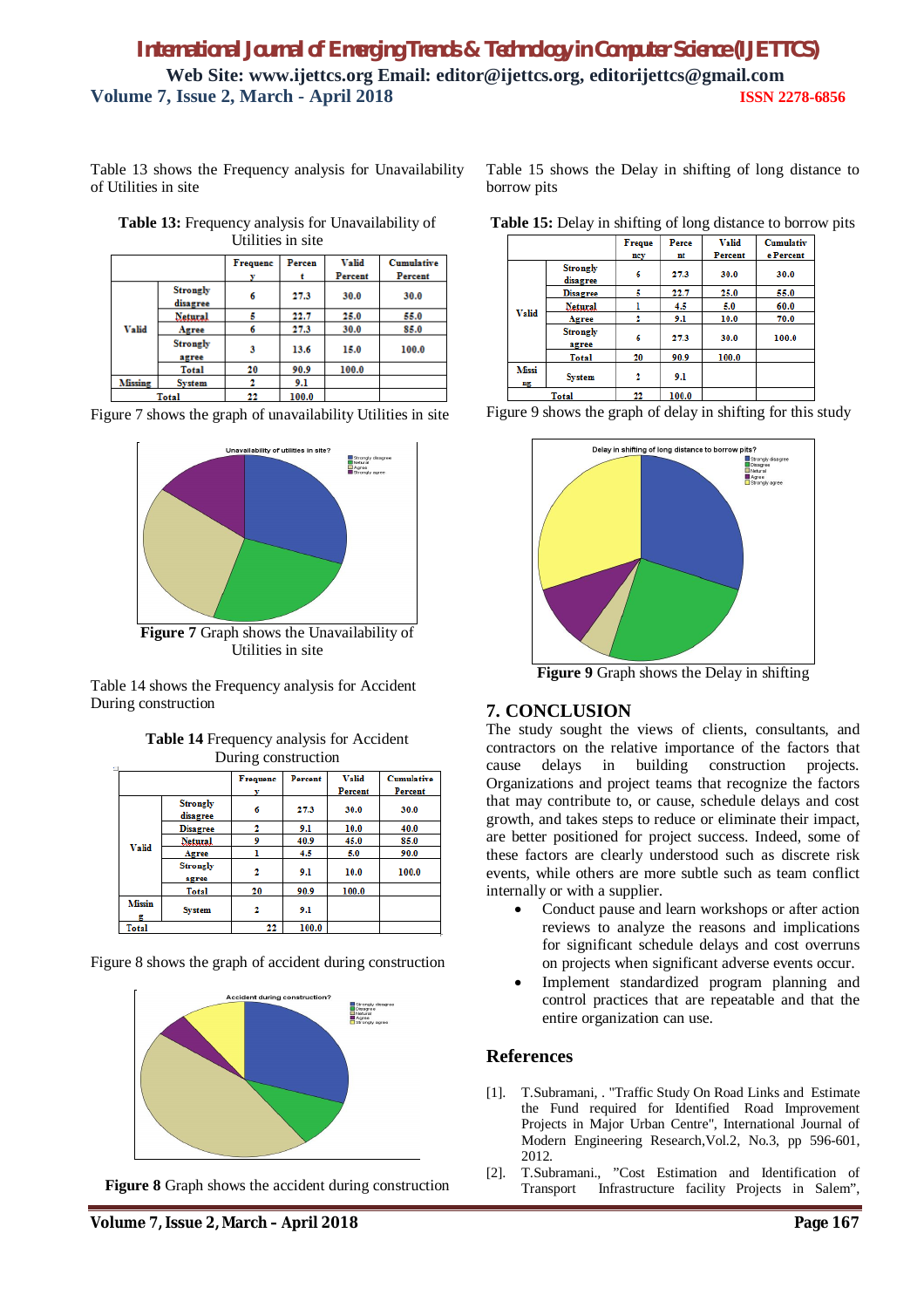Table 13 shows the Frequency analysis for Unavailability of Utilities in site

**Table 13:** Frequency analysis for Unavailability of Utilities in site

| | | Frequency | Percent | Valid Percent | Cumulative Percent |
|---|---|---|---|---|---|
| Valid | Strongly disagree | 6 | 27.3 | 30.0 | 30.0 |
| | Netural | 5 | 22.7 | 25.0 | 55.0 |
| | Agree | 6 | 27.3 | 30.0 | 85.0 |
| | Strongly agree | 3 | 13.6 | 15.0 | 100.0 |
| | Total | 20 | 90.9 | 100.0 | |
| Missing | System | 2 | 9.1 | | |
| Total | | 22 | 100.0 | | |

Figure 7 shows the graph of unavailability Utilities in site

**Figure 7** Graph shows the Unavailability of Utilities in site

Table 14 shows the Frequency analysis for Accident During construction

**Table 14** Frequency analysis for Accident During construction

| | | Frequency | Percent | Valid Percent | Cumulative Percent |
|---|---|---|---|---|---|
| Valid | Strongly disagree | 6 | 27.3 | 30.0 | 30.0 |
| | Disagree | 2 | 9.1 | 10.0 | 40.0 |
| | Netural | 9 | 40.9 | 45.0 | 85.0 |
| | Agree | 1 | 4.5 | 5.0 | 90.0 |
| | Strongly agree | 2 | 9.1 | 10.0 | 100.0 |
| | Total | 20 | 90.9 | 100.0 | |
| Missing | System | 2 | 9.1 | | |
| Total | | 22 | 100.0 | | |

Figure 8 shows the graph of accident during construction

**Figure 8** Graph shows the accident during construction

Table 15 shows the Delay in shifting of long distance to borrow pits

**Table 15:** Delay in shifting of long distance to borrow pits

| | | Frequency | Percent | Valid Percent | Cumulative Percent |
|---|---|---|---|---|---|
| Valid | Strongly disagree | 6 | 27.3 | 30.0 | 30.0 |
| | Disagree | 5 | 22.7 | 25.0 | 55.0 |
| | Netural | 1 | 4.5 | 5.0 | 60.0 |
| | Agree | 2 | 9.1 | 10.0 | 70.0 |
| | Strongly agree | 6 | 27.3 | 30.0 | 100.0 |
| | Total | 20 | 90.9 | 100.0 | |
| Missing | System | 2 | 9.1 | | |
| Total | | 22 | 100.0 | | |

Figure 9 shows the graph of delay in shifting for this study

**Figure 9** Graph shows the Delay in shifting

## 7. CONCLUSION

The study sought the views of clients, consultants, and contractors on the relative importance of the factors that cause delays in building construction projects. Organizations and project teams that recognize the factors that may contribute to, or cause, schedule delays and cost growth, and takes steps to reduce or eliminate their impact, are better positioned for project success. Indeed, some of these factors are clearly understood such as discrete risk events, while others are more subtle such as team conflict internally or with a supplier.

- Conduct pause and learn workshops or after action reviews to analyze the reasons and implications for significant schedule delays and cost overruns on projects when significant adverse events occur.
- Implement standardized program planning and control practices that are repeatable and that the entire organization can use.

## References

[1]. T.Subramani, . "Traffic Study On Road Links and Estimate the Fund required for Identified Road Improvement Projects in Major Urban Centre", International Journal of Modern Engineering Research,Vol.2, No.3, pp 596-601, 2012.

[2]. T.Subramani., "Cost Estimation and Identification of Transport Infrastructure facility Projects in Salem",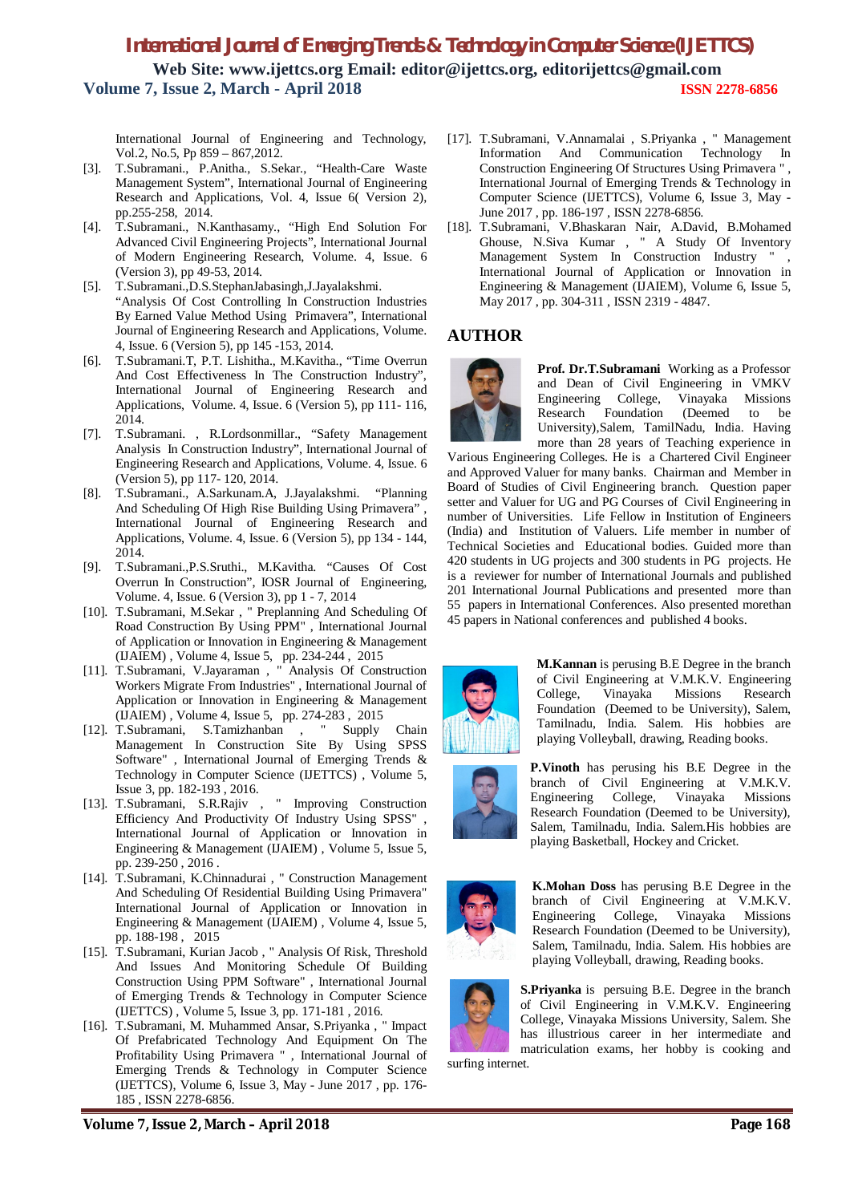International Journal of Engineering and Technology, Vol.2, No.5, Pp 859 – 867,2012.

[3]. T.Subramani., P.Anitha., S.Sekar., "Health-Care Waste Management System", International Journal of Engineering Research and Applications, Vol. 4, Issue 6( Version 2), pp.255-258, 2014.

[4]. T.Subramani., N.Kanthasamy., "High End Solution For Advanced Civil Engineering Projects", International Journal of Modern Engineering Research, Volume. 4, Issue. 6 (Version 3), pp 49-53, 2014.

[5]. T.Subramani.,D.S.StephanJabasingh,J.Jayalakshmi. "Analysis Of Cost Controlling In Construction Industries By Earned Value Method Using Primavera", International Journal of Engineering Research and Applications, Volume. 4, Issue. 6 (Version 5), pp 145 -153, 2014.

[6]. T.Subramani.T, P.T. Lishitha., M.Kavitha., "Time Overrun And Cost Effectiveness In The Construction Industry", International Journal of Engineering Research and Applications, Volume. 4, Issue. 6 (Version 5), pp 111- 116, 2014.

[7]. T.Subramani. , R.Lordsonmillar., "Safety Management Analysis In Construction Industry", International Journal of Engineering Research and Applications, Volume. 4, Issue. 6 (Version 5), pp 117- 120, 2014.

[8]. T.Subramani., A.Sarkunam.A, J.Jayalakshmi. "Planning And Scheduling Of High Rise Building Using Primavera" , International Journal of Engineering Research and Applications, Volume. 4, Issue. 6 (Version 5), pp 134 - 144, 2014.

[9]. T.Subramani.,P.S.Sruthi., M.Kavitha. "Causes Of Cost Overrun In Construction", IOSR Journal of Engineering, Volume. 4, Issue. 6 (Version 3), pp 1 - 7, 2014

[10]. T.Subramani, M.Sekar , " Preplanning And Scheduling Of Road Construction By Using PPM" , International Journal of Application or Innovation in Engineering & Management (IJAIEM) , Volume 4, Issue 5, pp. 234-244 , 2015

[11]. T.Subramani, V.Jayaraman , " Analysis Of Construction Workers Migrate From Industries" , International Journal of Application or Innovation in Engineering & Management (IJAIEM) , Volume 4, Issue 5, pp. 274-283 , 2015

[12]. T.Subramani, S.Tamizhanban , " Supply Chain Management In Construction Site By Using SPSS Software" , International Journal of Emerging Trends & Technology in Computer Science (IJETTCS) , Volume 5, Issue 3, pp. 182-193 , 2016.

[13]. T.Subramani, S.R.Rajiv , " Improving Construction Efficiency And Productivity Of Industry Using SPSS" , International Journal of Application or Innovation in Engineering & Management (IJAIEM) , Volume 5, Issue 5, pp. 239-250 , 2016 .

[14]. T.Subramani, K.Chinnadurai , " Construction Management And Scheduling Of Residential Building Using Primavera" International Journal of Application or Innovation in Engineering & Management (IJAIEM) , Volume 4, Issue 5, pp. 188-198 , 2015

[15]. T.Subramani, Kurian Jacob , " Analysis Of Risk, Threshold And Issues And Monitoring Schedule Of Building Construction Using PPM Software" , International Journal of Emerging Trends & Technology in Computer Science (IJETTCS) , Volume 5, Issue 3, pp. 171-181 , 2016.

[16]. T.Subramani, M. Muhammed Ansar, S.Priyanka , " Impact Of Prefabricated Technology And Equipment On The Profitability Using Primavera " , International Journal of Emerging Trends & Technology in Computer Science (IJETTCS), Volume 6, Issue 3, May - June 2017 , pp. 176-185 , ISSN 2278-6856.

[17]. T.Subramani, V.Annamalai , S.Priyanka , " Management Information And Communication Technology In Construction Engineering Of Structures Using Primavera " , International Journal of Emerging Trends & Technology in Computer Science (IJETTCS), Volume 6, Issue 3, May - June 2017 , pp. 186-197 , ISSN 2278-6856.

[18]. T.Subramani, V.Bhaskaran Nair, A.David, B.Mohamed Ghouse, N.Siva Kumar , " A Study Of Inventory Management System In Construction Industry " , International Journal of Application or Innovation in Engineering & Management (IJAIEM), Volume 6, Issue 5, May 2017 , pp. 304-311 , ISSN 2319 - 4847.

## AUTHOR

**Prof. Dr.T.Subramani** Working as a Professor and Dean of Civil Engineering in VMKV Engineering College, Vinayaka Missions Research Foundation (Deemed to be University),Salem, TamilNadu, India. Having more than 28 years of Teaching experience in Various Engineering Colleges. He is a Chartered Civil Engineer and Approved Valuer for many banks. Chairman and Member in Board of Studies of Civil Engineering branch. Question paper setter and Valuer for UG and PG Courses of Civil Engineering in number of Universities. Life Fellow in Institution of Engineers (India) and Institution of Valuers. Life member in number of Technical Societies and Educational bodies. Guided more than 420 students in UG projects and 300 students in PG projects. He is a reviewer for number of International Journals and published 201 International Journal Publications and presented more than 55 papers in International Conferences. Also presented morethan 45 papers in National conferences and published 4 books.

**M.Kannan** is perusing B.E Degree in the branch of Civil Engineering at V.M.K.V. Engineering College, Vinayaka Missions Research Foundation (Deemed to be University), Salem, Tamilnadu, India. Salem. His hobbies are playing Volleyball, drawing, Reading books.

**P.Vinoth** has perusing his B.E Degree in the branch of Civil Engineering at V.M.K.V. Engineering College, Vinayaka Missions Research Foundation (Deemed to be University), Salem, Tamilnadu, India. Salem.His hobbies are playing Basketball, Hockey and Cricket.

**K.Mohan Doss** has perusing B.E Degree in the branch of Civil Engineering at V.M.K.V. Engineering College, Vinayaka Missions Research Foundation (Deemed to be University), Salem, Tamilnadu, India. Salem. His hobbies are playing Volleyball, drawing, Reading books.

**S.Priyanka** is persuing B.E. Degree in the branch of Civil Engineering in V.M.K.V. Engineering College, Vinayaka Missions University, Salem. She has illustrious career in her intermediate and matriculation exams, her hobby is cooking and surfing internet.